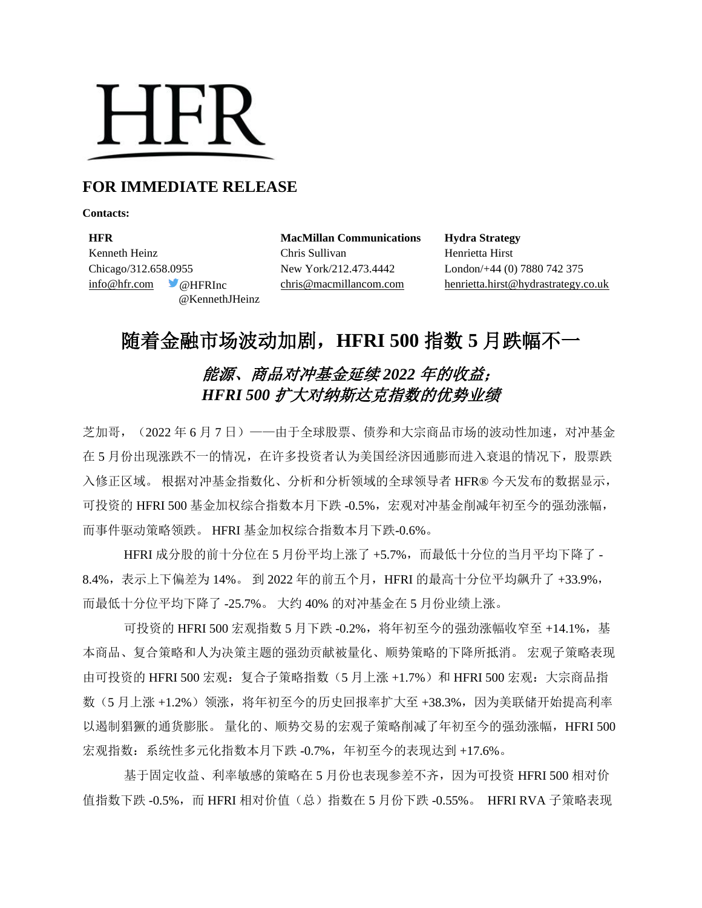HFR

**FOR IMMEDIATE RELEASE**

**Contacts:**

**HFR**
Kenneth Heinz
Chicago/312.658.0955
info@hfr.com @HFRInc
@KennethJHeinz

**MacMillan Communications**
Chris Sullivan
New York/212.473.4442
chris@macmillancom.com

**Hydra Strategy**
Henrietta Hirst
London/+44 (0) 7880 742 375
henrietta.hirst@hydrastrategy.co.uk

# 随着金融市场波动加剧，HFRI 500 指数 5 月跌幅不一

## *能源、商品对冲基金延续 2022 年的收益；*
## *HFRI 500 扩大对纳斯达克指数的优势业绩*

芝加哥，（2022 年 6 月 7 日）——由于全球股票、债券和大宗商品市场的波动性加速，对冲基金在 5 月份出现涨跌不一的情况，在许多投资者认为美国经济因通膨而进入衰退的情况下，股票跌入修正区域。 根据对冲基金指数化、分析和分析领域的全球领导者 HFR® 今天发布的数据显示，可投资的 HFRI 500 基金加权综合指数本月下跌 -0.5%，宏观对冲基金削减年初至今的强劲涨幅，而事件驱动策略领跌。 HFRI 基金加权综合指数本月下跌-0.6%。

HFRI 成分股的前十分位在 5 月份平均上涨了 +5.7%，而最低十分位的当月平均下降了 -8.4%，表示上下偏差为 14%。 到 2022 年的前五个月，HFRI 的最高十分位平均飙升了 +33.9%，而最低十分位平均下降了 -25.7%。 大约 40% 的对冲基金在 5 月份业绩上涨。

可投资的 HFRI 500 宏观指数 5 月下跌 -0.2%，将年初至今的强劲涨幅收窄至 +14.1%，基本商品、复合策略和人为决策主题的强劲贡献被量化、顺势策略的下降所抵消。 宏观子策略表现由可投资的 HFRI 500 宏观：复合子策略指数（5 月上涨 +1.7%）和 HFRI 500 宏观：大宗商品指数（5 月上涨 +1.2%）领涨，将年初至今的历史回报率扩大至 +38.3%，因为美联储开始提高利率以遏制猖獗的通货膨胀。 量化的、顺势交易的宏观子策略削减了年初至今的强劲涨幅，HFRI 500 宏观指数：系统性多元化指数本月下跌 -0.7%，年初至今的表现达到 +17.6%。

基于固定收益、利率敏感的策略在 5 月份也表现参差不齐，因为可投资 HFRI 500 相对价值指数下跌 -0.5%，而 HFRI 相对价值（总）指数在 5 月份下跌 -0.55%。 HFRI RVA 子策略表现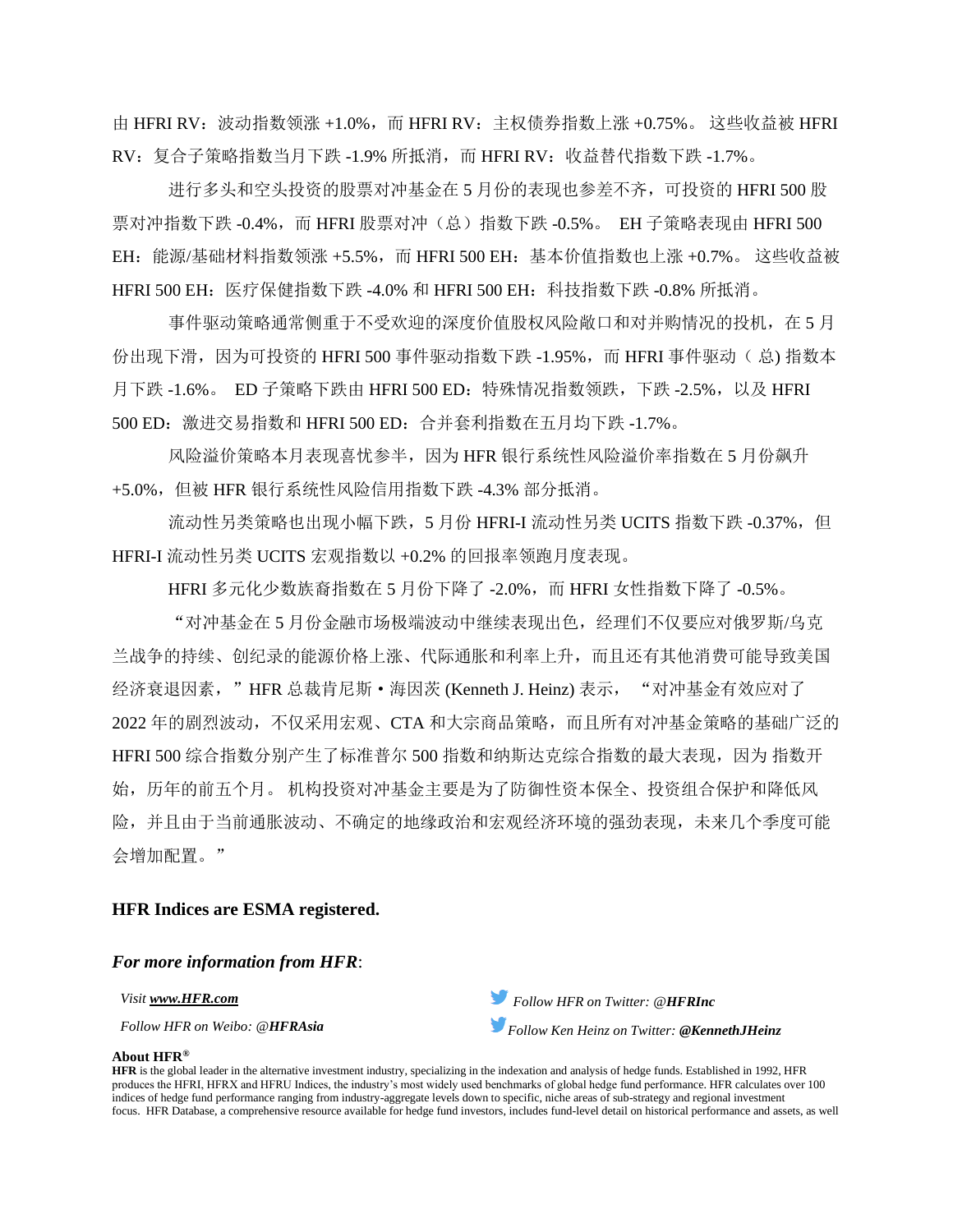由 HFRI RV：波动指数领涨 +1.0%，而 HFRI RV：主权债券指数上涨 +0.75%。 这些收益被 HFRI RV：复合子策略指数当月下跌 -1.9% 所抵消，而 HFRI RV：收益替代指数下跌 -1.7%。

进行多头和空头投资的股票对冲基金在 5 月份的表现也参差不齐，可投资的 HFRI 500 股票对冲指数下跌 -0.4%，而 HFRI 股票对冲（总）指数下跌 -0.5%。 EH 子策略表现由 HFRI 500 EH：能源/基础材料指数领涨 +5.5%，而 HFRI 500 EH：基本价值指数也上涨 +0.7%。 这些收益被 HFRI 500 EH：医疗保健指数下跌 -4.0% 和 HFRI 500 EH：科技指数下跌 -0.8% 所抵消。

事件驱动策略通常侧重于不受欢迎的深度价值股权风险敞口和对并购情况的投机，在 5 月份出现下滑，因为可投资的 HFRI 500 事件驱动指数下跌 -1.95%，而 HFRI 事件驱动（ 总) 指数本月下跌 -1.6%。 ED 子策略下跌由 HFRI 500 ED：特殊情况指数领跌，下跌 -2.5%，以及 HFRI 500 ED：激进交易指数和 HFRI 500 ED：合并套利指数在五月均下跌 -1.7%。

风险溢价策略本月表现喜忧参半，因为 HFR 银行系统性风险溢价率指数在 5 月份飙升 +5.0%，但被 HFR 银行系统性风险信用指数下跌 -4.3% 部分抵消。

流动性另类策略也出现小幅下跌，5 月份 HFRI-I 流动性另类 UCITS 指数下跌 -0.37%，但 HFRI-I 流动性另类 UCITS 宏观指数以 +0.2% 的回报率领跑月度表现。

HFRI 多元化少数族裔指数在 5 月份下降了 -2.0%，而 HFRI 女性指数下降了 -0.5%。

"对冲基金在 5 月份金融市场极端波动中继续表现出色，经理们不仅要应对俄罗斯/乌克兰战争的持续、创纪录的能源价格上涨、代际通胀和利率上升，而且还有其他消费可能导致美国经济衰退因素，" HFR 总裁肯尼斯・海因茨 (Kenneth J. Heinz) 表示， "对冲基金有效应对了 2022 年的剧烈波动，不仅采用宏观、CTA 和大宗商品策略，而且所有对冲基金策略的基础广泛的 HFRI 500 综合指数分别产生了标准普尔 500 指数和纳斯达克综合指数的最大表现，因为 指数开始，历年的前五个月。 机构投资对冲基金主要是为了防御性资本保全、投资组合保护和降低风险，并且由于当前通胀波动、不确定的地缘政治和宏观经济环境的强劲表现，未来几个季度可能会增加配置。"

**HFR Indices are ESMA registered.**

***For more information from HFR***:

*Visit **www.HFR.com***

*Follow HFR on Weibo: @**HFRAsia***

*Follow HFR on Twitter: @**HFRInc***

*Follow Ken Heinz on Twitter: **@KennethJHeinz***

**About HFR®**

**HFR** is the global leader in the alternative investment industry, specializing in the indexation and analysis of hedge funds. Established in 1992, HFR produces the HFRI, HFRX and HFRU Indices, the industry's most widely used benchmarks of global hedge fund performance. HFR calculates over 100 indices of hedge fund performance ranging from industry-aggregate levels down to specific, niche areas of sub-strategy and regional investment focus. HFR Database, a comprehensive resource available for hedge fund investors, includes fund-level detail on historical performance and assets, as well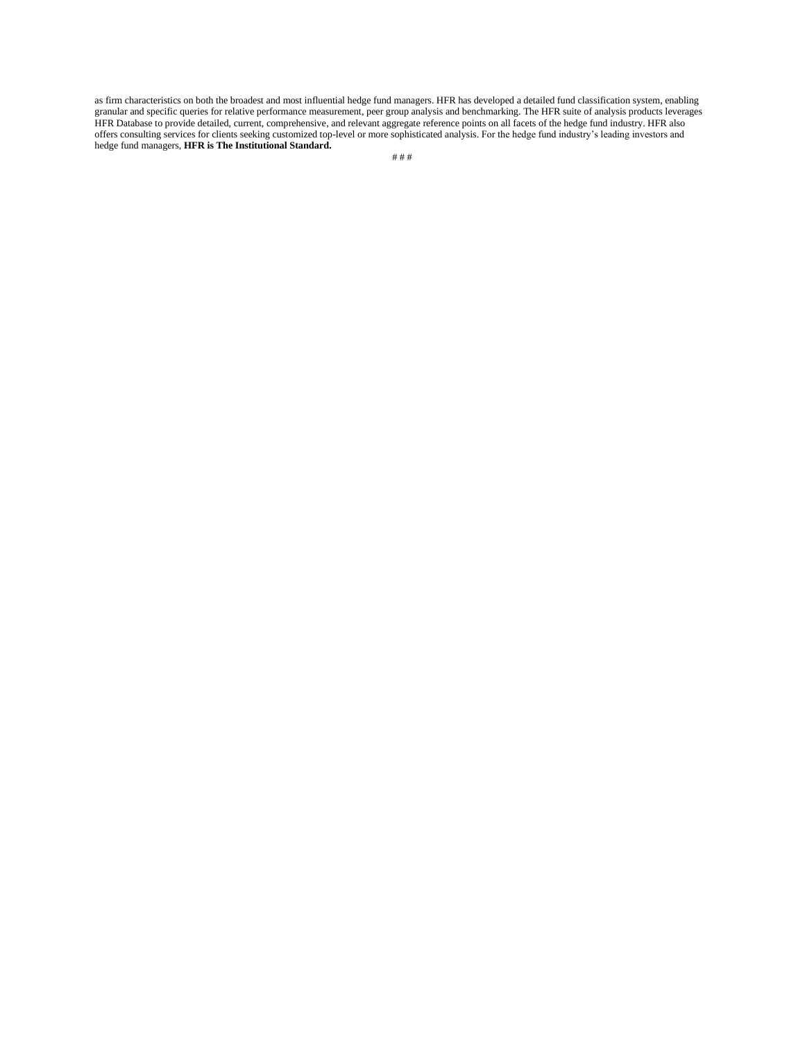as firm characteristics on both the broadest and most influential hedge fund managers. HFR has developed a detailed fund classification system, enabling granular and specific queries for relative performance measurement, peer group analysis and benchmarking. The HFR suite of analysis products leverages HFR Database to provide detailed, current, comprehensive, and relevant aggregate reference points on all facets of the hedge fund industry. HFR also offers consulting services for clients seeking customized top-level or more sophisticated analysis. For the hedge fund industry's leading investors and hedge fund managers, **HFR is The Institutional Standard.**

# # #